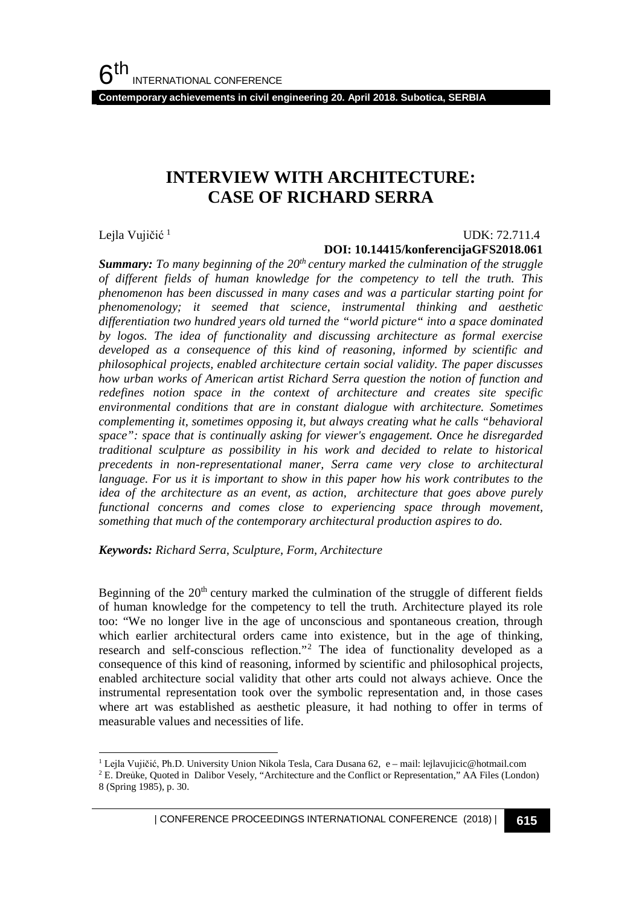# INTERVIEW WITH ARCHITECTURE: CASE OF RICHARD SERRA

Lejla Vujičić [1]

UDK: 72.711.4

**DOI: 10.14415/konferencijaGFS2018.061**

***Summary:*** *To many beginning of the 20th century marked the culmination of the struggle of different fields of human knowledge for the competency to tell the truth. This phenomenon has been discussed in many cases and was a particular starting point for phenomenology; it seemed that science, instrumental thinking and aesthetic differentiation two hundred years old turned the "world picture" into a space dominated by logos. The idea of functionality and discussing architecture as formal exercise developed as a consequence of this kind of reasoning, informed by scientific and philosophical projects, enabled architecture certain social validity. The paper discusses how urban works of American artist Richard Serra question the notion of function and redefines notion space in the context of architecture and creates site specific environmental conditions that are in constant dialogue with architecture. Sometimes complementing it, sometimes opposing it, but always creating what he calls "behavioral space": space that is continually asking for viewer's engagement. Once he disregarded traditional sculpture as possibility in his work and decided to relate to historical precedents in non-representational maner, Serra came very close to architectural language. For us it is important to show in this paper how his work contributes to the idea of the architecture as an event, as action, architecture that goes above purely functional concerns and comes close to experiencing space through movement, something that much of the contemporary architectural production aspires to do.*

***Keywords:*** *Richard Serra, Sculpture, Form, Architecture*

Beginning of the 20th century marked the culmination of the struggle of different fields of human knowledge for the competency to tell the truth. Architecture played its role too: "We no longer live in the age of unconscious and spontaneous creation, through which earlier architectural orders came into existence, but in the age of thinking, research and self-conscious reflection."[2] The idea of functionality developed as a consequence of this kind of reasoning, informed by scientific and philosophical projects, enabled architecture social validity that other arts could not always achieve. Once the instrumental representation took over the symbolic representation and, in those cases where art was established as aesthetic pleasure, it had nothing to offer in terms of measurable values and necessities of life.

---

[1] Lejla Vujičić, Ph.D. University Union Nikola Tesla, Cara Dusana 62, e – mail: lejlavujicic@hotmail.com

[2] E. Dreůke, Quoted in Dalibor Vesely, "Architecture and the Conflict or Representation," AA Files (London) 8 (Spring 1985), p. 30.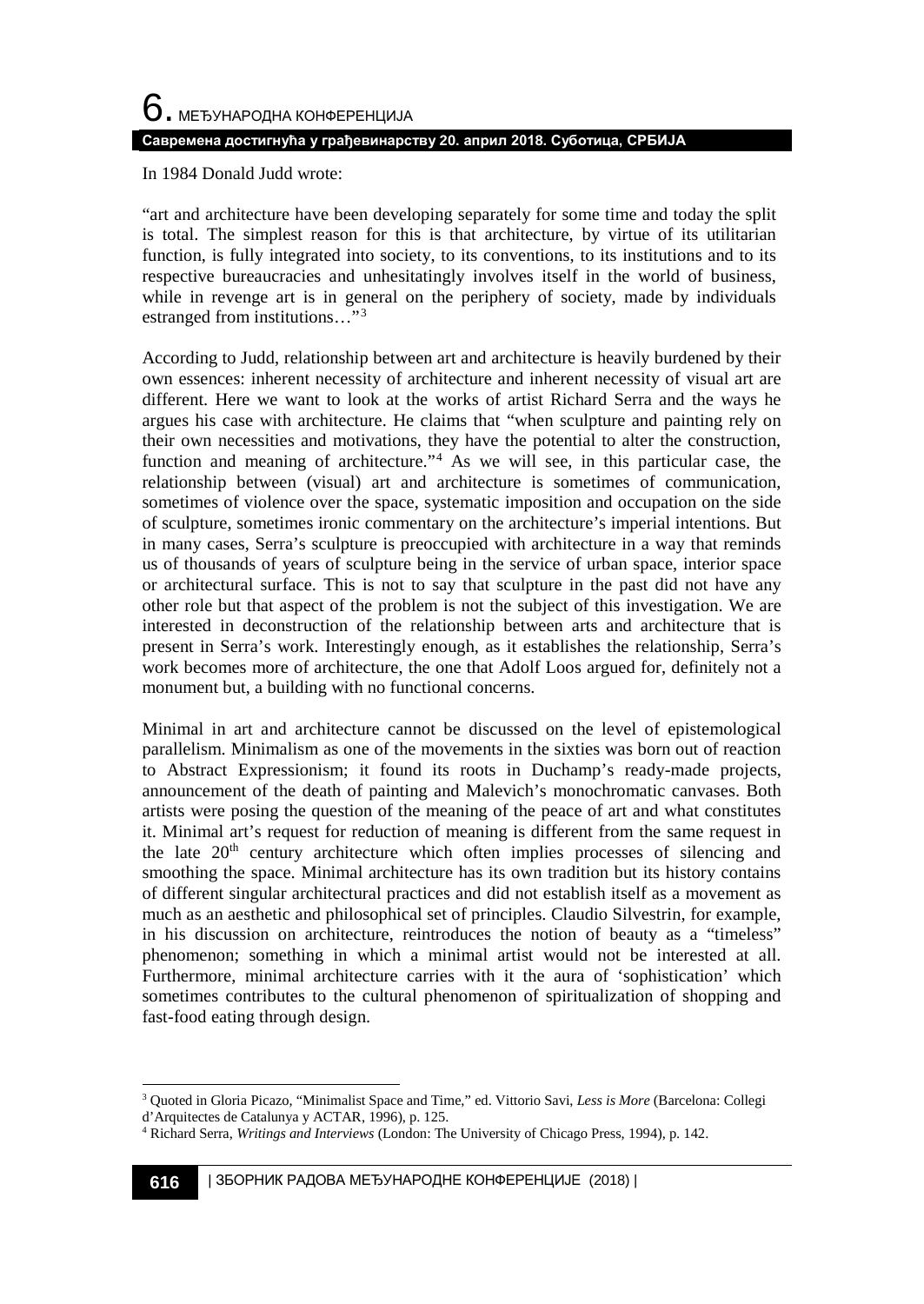In 1984 Donald Judd wrote:

"art and architecture have been developing separately for some time and today the split is total. The simplest reason for this is that architecture, by virtue of its utilitarian function, is fully integrated into society, to its conventions, to its institutions and to its respective bureaucracies and unhesitatingly involves itself in the world of business, while in revenge art is in general on the periphery of society, made by individuals estranged from institutions…"[3]

According to Judd, relationship between art and architecture is heavily burdened by their own essences: inherent necessity of architecture and inherent necessity of visual art are different. Here we want to look at the works of artist Richard Serra and the ways he argues his case with architecture. He claims that "when sculpture and painting rely on their own necessities and motivations, they have the potential to alter the construction, function and meaning of architecture."[4] As we will see, in this particular case, the relationship between (visual) art and architecture is sometimes of communication, sometimes of violence over the space, systematic imposition and occupation on the side of sculpture, sometimes ironic commentary on the architecture's imperial intentions. But in many cases, Serra's sculpture is preoccupied with architecture in a way that reminds us of thousands of years of sculpture being in the service of urban space, interior space or architectural surface. This is not to say that sculpture in the past did not have any other role but that aspect of the problem is not the subject of this investigation. We are interested in deconstruction of the relationship between arts and architecture that is present in Serra's work. Interestingly enough, as it establishes the relationship, Serra's work becomes more of architecture, the one that Adolf Loos argued for, definitely not a monument but, a building with no functional concerns.

Minimal in art and architecture cannot be discussed on the level of epistemological parallelism. Minimalism as one of the movements in the sixties was born out of reaction to Abstract Expressionism; it found its roots in Duchamp's ready-made projects, announcement of the death of painting and Malevich's monochromatic canvases. Both artists were posing the question of the meaning of the peace of art and what constitutes it. Minimal art's request for reduction of meaning is different from the same request in the late 20th century architecture which often implies processes of silencing and smoothing the space. Minimal architecture has its own tradition but its history contains of different singular architectural practices and did not establish itself as a movement as much as an aesthetic and philosophical set of principles. Claudio Silvestrin, for example, in his discussion on architecture, reintroduces the notion of beauty as a "timeless" phenomenon; something in which a minimal artist would not be interested at all. Furthermore, minimal architecture carries with it the aura of 'sophistication' which sometimes contributes to the cultural phenomenon of spiritualization of shopping and fast-food eating through design.

---

[3] Quoted in Gloria Picazo, "Minimalist Space and Time," ed. Vittorio Savi, *Less is More* (Barcelona: Collegi d'Arquitectes de Catalunya y ACTAR, 1996), p. 125.

[4] Richard Serra, *Writings and Interviews* (London: The University of Chicago Press, 1994), p. 142.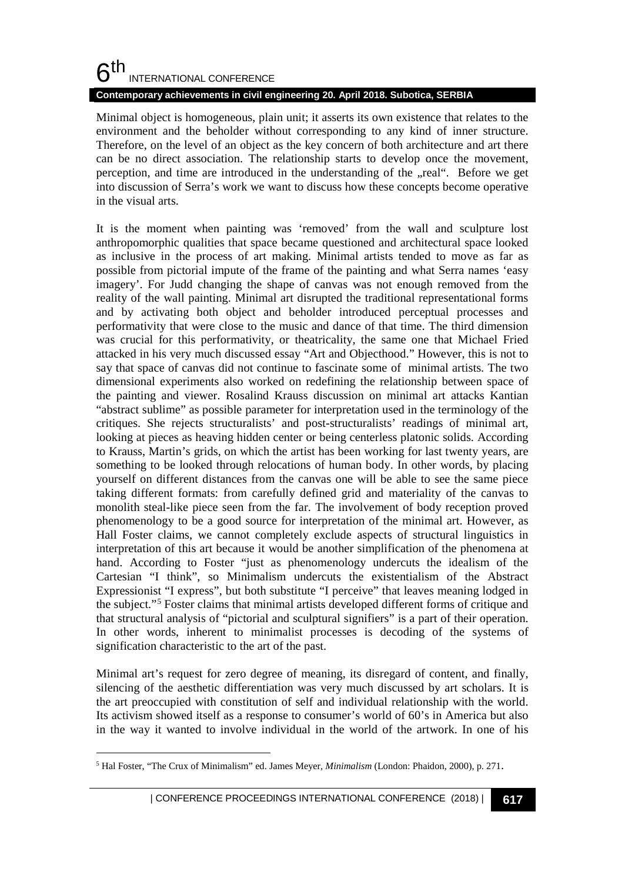Minimal object is homogeneous, plain unit; it asserts its own existence that relates to the environment and the beholder without corresponding to any kind of inner structure. Therefore, on the level of an object as the key concern of both architecture and art there can be no direct association. The relationship starts to develop once the movement, perception, and time are introduced in the understanding of the „real". Before we get into discussion of Serra's work we want to discuss how these concepts become operative in the visual arts.

It is the moment when painting was 'removed' from the wall and sculpture lost anthropomorphic qualities that space became questioned and architectural space looked as inclusive in the process of art making. Minimal artists tended to move as far as possible from pictorial impute of the frame of the painting and what Serra names 'easy imagery'. For Judd changing the shape of canvas was not enough removed from the reality of the wall painting. Minimal art disrupted the traditional representational forms and by activating both object and beholder introduced perceptual processes and performativity that were close to the music and dance of that time. The third dimension was crucial for this performativity, or theatricality, the same one that Michael Fried attacked in his very much discussed essay "Art and Objecthood." However, this is not to say that space of canvas did not continue to fascinate some of minimal artists. The two dimensional experiments also worked on redefining the relationship between space of the painting and viewer. Rosalind Krauss discussion on minimal art attacks Kantian "abstract sublime" as possible parameter for interpretation used in the terminology of the critiques. She rejects structuralists' and post-structuralists' readings of minimal art, looking at pieces as heaving hidden center or being centerless platonic solids. According to Krauss, Martin's grids, on which the artist has been working for last twenty years, are something to be looked through relocations of human body. In other words, by placing yourself on different distances from the canvas one will be able to see the same piece taking different formats: from carefully defined grid and materiality of the canvas to monolith steal-like piece seen from the far. The involvement of body reception proved phenomenology to be a good source for interpretation of the minimal art. However, as Hall Foster claims, we cannot completely exclude aspects of structural linguistics in interpretation of this art because it would be another simplification of the phenomena at hand. According to Foster "just as phenomenology undercuts the idealism of the Cartesian "I think", so Minimalism undercuts the existentialism of the Abstract Expressionist "I express", but both substitute "I perceive" that leaves meaning lodged in the subject."[5] Foster claims that minimal artists developed different forms of critique and that structural analysis of "pictorial and sculptural signifiers" is a part of their operation. In other words, inherent to minimalist processes is decoding of the systems of signification characteristic to the art of the past.

Minimal art's request for zero degree of meaning, its disregard of content, and finally, silencing of the aesthetic differentiation was very much discussed by art scholars. It is the art preoccupied with constitution of self and individual relationship with the world. Its activism showed itself as a response to consumer's world of 60's in America but also in the way it wanted to involve individual in the world of the artwork. In one of his

[5] Hal Foster, "The Crux of Minimalism" ed. James Meyer, *Minimalism* (London: Phaidon, 2000), p. 271.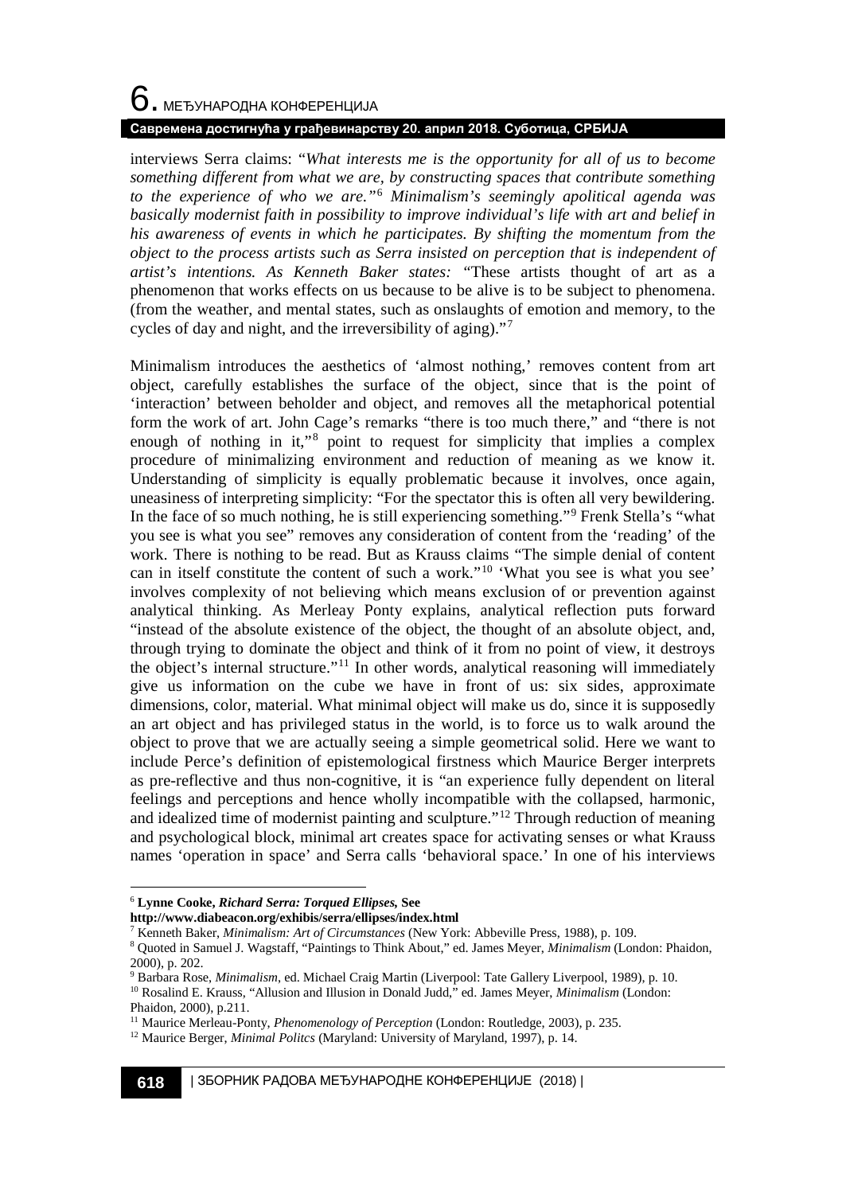interviews Serra claims: "*What interests me is the opportunity for all of us to become something different from what we are, by constructing spaces that contribute something to the experience of who we are.*"[6] *Minimalism's seemingly apolitical agenda was basically modernist faith in possibility to improve individual's life with art and belief in his awareness of events in which he participates. By shifting the momentum from the object to the process artists such as Serra insisted on perception that is independent of artist's intentions. As Kenneth Baker states:* "These artists thought of art as a phenomenon that works effects on us because to be alive is to be subject to phenomena. (from the weather, and mental states, such as onslaughts of emotion and memory, to the cycles of day and night, and the irreversibility of aging)."[7]

Minimalism introduces the aesthetics of 'almost nothing,' removes content from art object, carefully establishes the surface of the object, since that is the point of 'interaction' between beholder and object, and removes all the metaphorical potential form the work of art. John Cage's remarks "there is too much there," and "there is not enough of nothing in it,"[8] point to request for simplicity that implies a complex procedure of minimalizing environment and reduction of meaning as we know it. Understanding of simplicity is equally problematic because it involves, once again, uneasiness of interpreting simplicity: "For the spectator this is often all very bewildering. In the face of so much nothing, he is still experiencing something."[9] Frenk Stella's "what you see is what you see" removes any consideration of content from the 'reading' of the work. There is nothing to be read. But as Krauss claims "The simple denial of content can in itself constitute the content of such a work."[10] 'What you see is what you see' involves complexity of not believing which means exclusion of or prevention against analytical thinking. As Merleay Ponty explains, analytical reflection puts forward "instead of the absolute existence of the object, the thought of an absolute object, and, through trying to dominate the object and think of it from no point of view, it destroys the object's internal structure."[11] In other words, analytical reasoning will immediately give us information on the cube we have in front of us: six sides, approximate dimensions, color, material. What minimal object will make us do, since it is supposedly an art object and has privileged status in the world, is to force us to walk around the object to prove that we are actually seeing a simple geometrical solid. Here we want to include Perce's definition of epistemological firstness which Maurice Berger interprets as pre-reflective and thus non-cognitive, it is "an experience fully dependent on literal feelings and perceptions and hence wholly incompatible with the collapsed, harmonic, and idealized time of modernist painting and sculpture."[12] Through reduction of meaning and psychological block, minimal art creates space for activating senses or what Krauss names 'operation in space' and Serra calls 'behavioral space.' In one of his interviews

---

[6] **Lynne Cooke, *Richard Serra: Torqued Ellipses,* See http://www.diabeacon.org/exhibis/serra/ellipses/index.html**

[7] Kenneth Baker, *Minimalism: Art of Circumstances* (New York: Abbeville Press, 1988), p. 109.

[8] Quoted in Samuel J. Wagstaff, "Paintings to Think About," ed. James Meyer, *Minimalism* (London: Phaidon, 2000), p. 202.

[9] Barbara Rose, *Minimalism*, ed. Michael Craig Martin (Liverpool: Tate Gallery Liverpool, 1989), p. 10.

[10] Rosalind E. Krauss, "Allusion and Illusion in Donald Judd," ed. James Meyer, *Minimalism* (London: Phaidon, 2000), p.211.

[11] Maurice Merleau-Ponty, *Phenomenology of Perception* (London: Routledge, 2003), p. 235.

[12] Maurice Berger, *Minimal Politcs* (Maryland: University of Maryland, 1997), p. 14.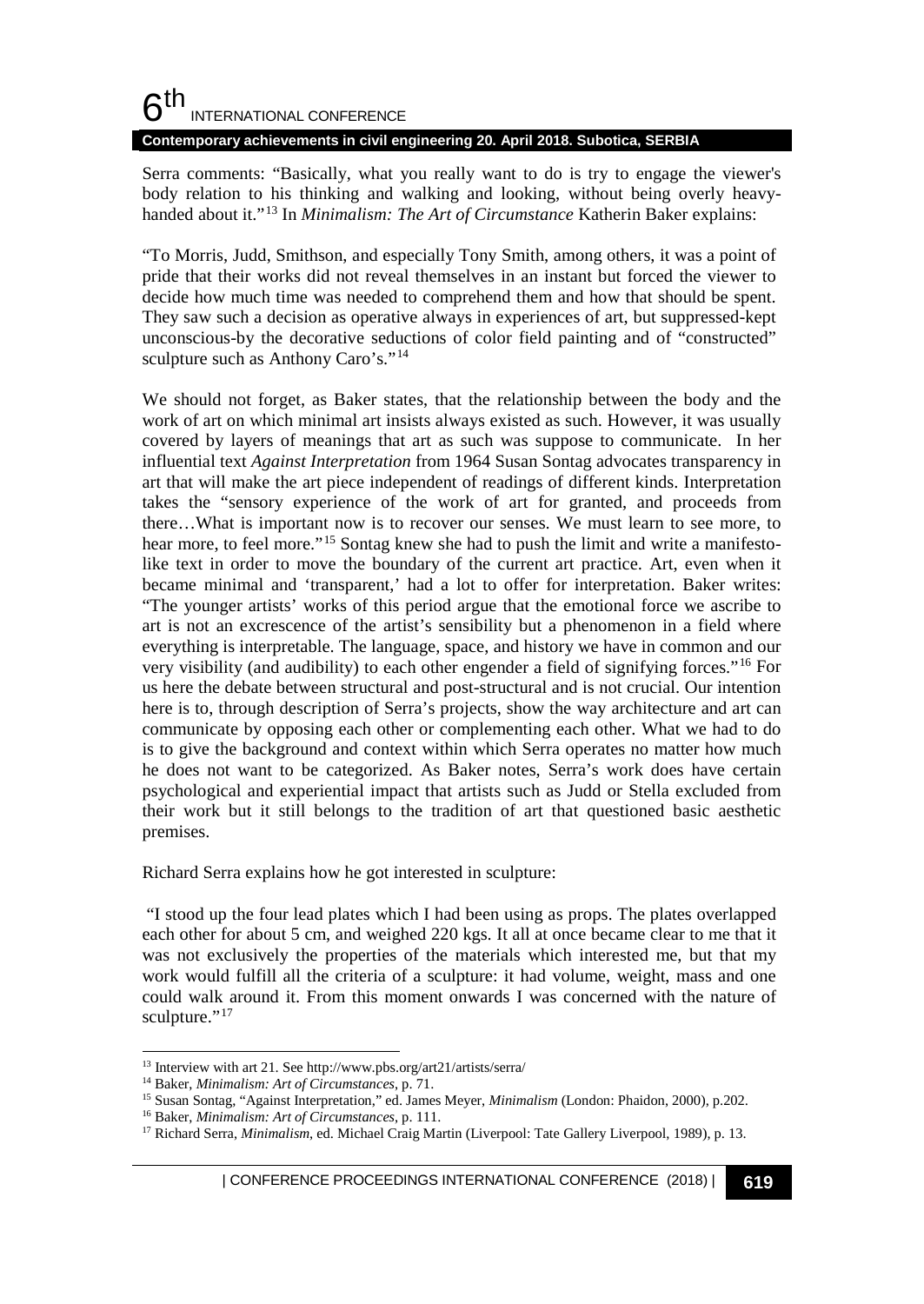Serra comments: "Basically, what you really want to do is try to engage the viewer's body relation to his thinking and walking and looking, without being overly heavy-handed about it."[13] In *Minimalism: The Art of Circumstance* Katherin Baker explains:

"To Morris, Judd, Smithson, and especially Tony Smith, among others, it was a point of pride that their works did not reveal themselves in an instant but forced the viewer to decide how much time was needed to comprehend them and how that should be spent. They saw such a decision as operative always in experiences of art, but suppressed-kept unconscious-by the decorative seductions of color field painting and of "constructed" sculpture such as Anthony Caro's."[14]

We should not forget, as Baker states, that the relationship between the body and the work of art on which minimal art insists always existed as such. However, it was usually covered by layers of meanings that art as such was suppose to communicate. In her influential text *Against Interpretation* from 1964 Susan Sontag advocates transparency in art that will make the art piece independent of readings of different kinds. Interpretation takes the "sensory experience of the work of art for granted, and proceeds from there…What is important now is to recover our senses. We must learn to see more, to hear more, to feel more."[15] Sontag knew she had to push the limit and write a manifesto-like text in order to move the boundary of the current art practice. Art, even when it became minimal and 'transparent,' had a lot to offer for interpretation. Baker writes: "The younger artists' works of this period argue that the emotional force we ascribe to art is not an excrescence of the artist's sensibility but a phenomenon in a field where everything is interpretable. The language, space, and history we have in common and our very visibility (and audibility) to each other engender a field of signifying forces."[16] For us here the debate between structural and post-structural and is not crucial. Our intention here is to, through description of Serra's projects, show the way architecture and art can communicate by opposing each other or complementing each other. What we had to do is to give the background and context within which Serra operates no matter how much he does not want to be categorized. As Baker notes, Serra's work does have certain psychological and experiential impact that artists such as Judd or Stella excluded from their work but it still belongs to the tradition of art that questioned basic aesthetic premises.

Richard Serra explains how he got interested in sculpture:

"I stood up the four lead plates which I had been using as props. The plates overlapped each other for about 5 cm, and weighed 220 kgs. It all at once became clear to me that it was not exclusively the properties of the materials which interested me, but that my work would fulfill all the criteria of a sculpture: it had volume, weight, mass and one could walk around it. From this moment onwards I was concerned with the nature of sculpture."[17]

[13] Interview with art 21. See http://www.pbs.org/art21/artists/serra/

[14] Baker, *Minimalism: Art of Circumstances*, p. 71.

[15] Susan Sontag, "Against Interpretation," ed. James Meyer, *Minimalism* (London: Phaidon, 2000), p.202.

[16] Baker, *Minimalism: Art of Circumstances*, p. 111.

[17] Richard Serra, *Minimalism*, ed. Michael Craig Martin (Liverpool: Tate Gallery Liverpool, 1989), p. 13.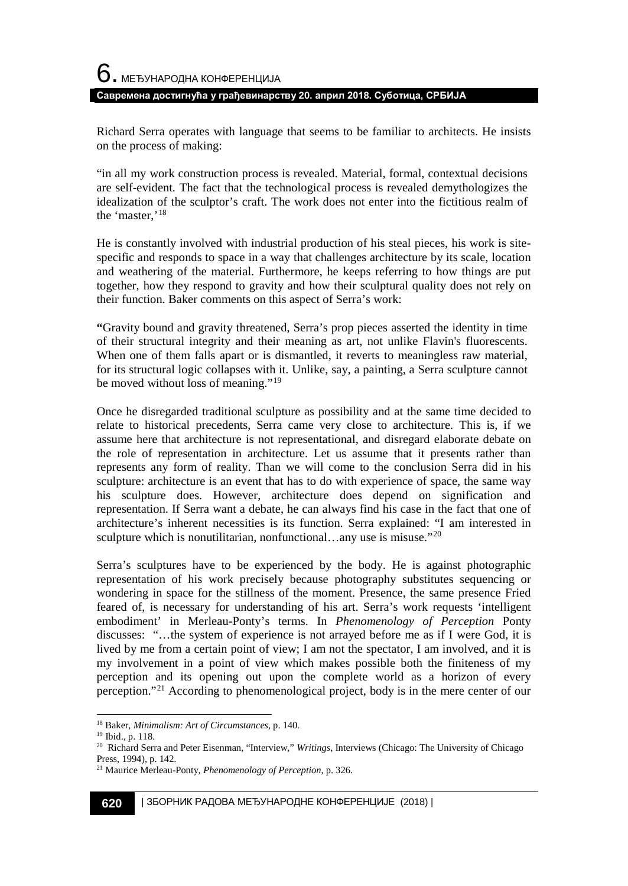Richard Serra operates with language that seems to be familiar to architects. He insists on the process of making:

> "in all my work construction process is revealed. Material, formal, contextual decisions are self-evident. The fact that the technological process is revealed demythologizes the idealization of the sculptor's craft. The work does not enter into the fictitious realm of the 'master,'[18]

He is constantly involved with industrial production of his steal pieces, his work is site-specific and responds to space in a way that challenges architecture by its scale, location and weathering of the material. Furthermore, he keeps referring to how things are put together, how they respond to gravity and how their sculptural quality does not rely on their function. Baker comments on this aspect of Serra's work:

> **"**Gravity bound and gravity threatened, Serra's prop pieces asserted the identity in time of their structural integrity and their meaning as art, not unlike Flavin's fluorescents. When one of them falls apart or is dismantled, it reverts to meaningless raw material, for its structural logic collapses with it. Unlike, say, a painting, a Serra sculpture cannot be moved without loss of meaning."[19]

Once he disregarded traditional sculpture as possibility and at the same time decided to relate to historical precedents, Serra came very close to architecture. This is, if we assume here that architecture is not representational, and disregard elaborate debate on the role of representation in architecture. Let us assume that it presents rather than represents any form of reality. Than we will come to the conclusion Serra did in his sculpture: architecture is an event that has to do with experience of space, the same way his sculpture does. However, architecture does depend on signification and representation. If Serra want a debate, he can always find his case in the fact that one of architecture's inherent necessities is its function. Serra explained: "I am interested in sculpture which is nonutilitarian, nonfunctional…any use is misuse."[20]

Serra's sculptures have to be experienced by the body. He is against photographic representation of his work precisely because photography substitutes sequencing or wondering in space for the stillness of the moment. Presence, the same presence Fried feared of, is necessary for understanding of his art. Serra's work requests 'intelligent embodiment' in Merleau-Ponty's terms. In *Phenomenology of Perception* Ponty discusses: "…the system of experience is not arrayed before me as if I were God, it is lived by me from a certain point of view; I am not the spectator, I am involved, and it is my involvement in a point of view which makes possible both the finiteness of my perception and its opening out upon the complete world as a horizon of every perception."[21] According to phenomenological project, body is in the mere center of our

---

[18] Baker, *Minimalism: Art of Circumstances*, p. 140.

[19] Ibid., p. 118.

[20] Richard Serra and Peter Eisenman, "Interview," *Writings*, Interviews (Chicago: The University of Chicago Press, 1994), p. 142.

[21] Maurice Merleau-Ponty, *Phenomenology of Perception*, p. 326.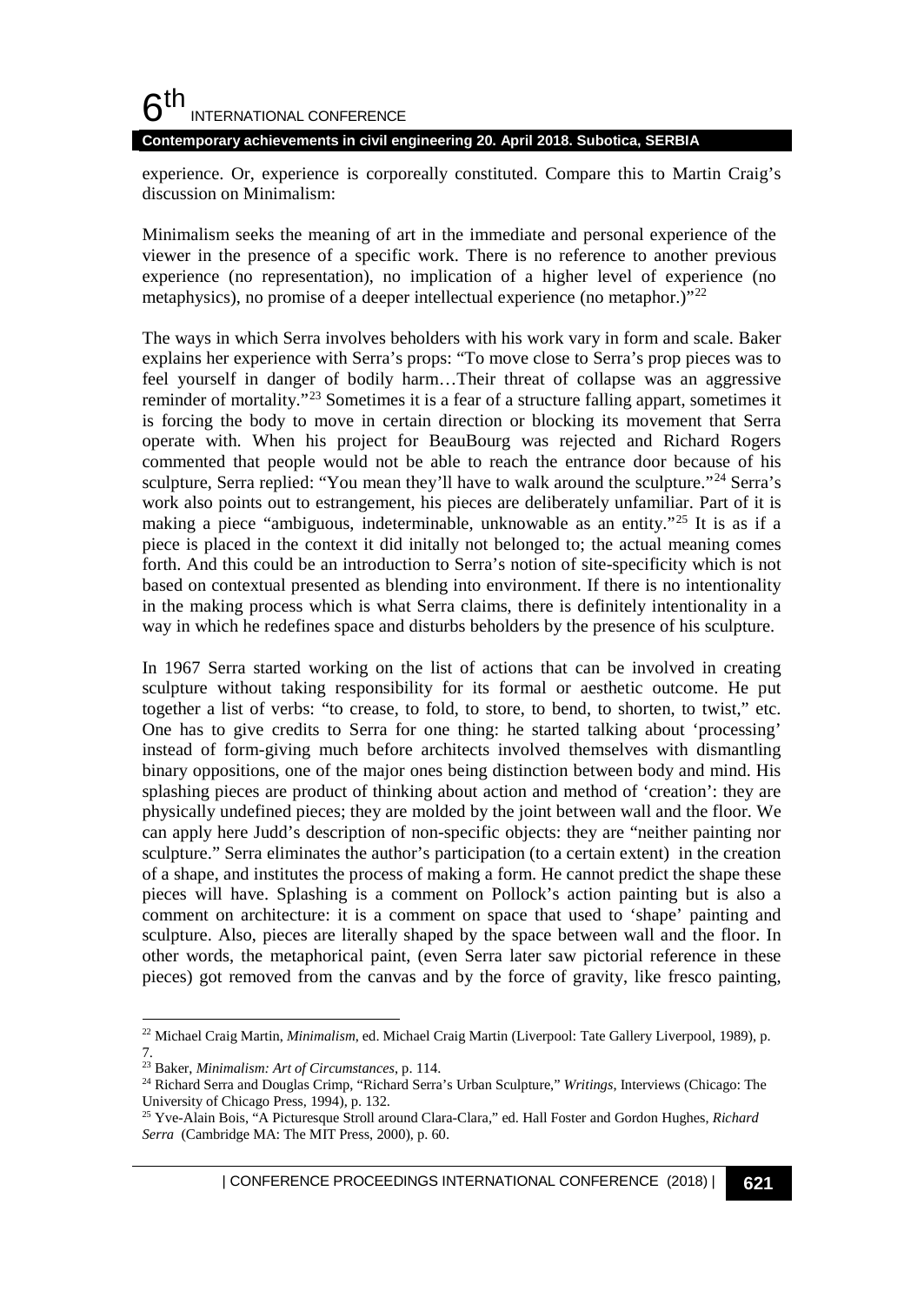experience. Or, experience is corporeally constituted. Compare this to Martin Craig's discussion on Minimalism:

Minimalism seeks the meaning of art in the immediate and personal experience of the viewer in the presence of a specific work. There is no reference to another previous experience (no representation), no implication of a higher level of experience (no metaphysics), no promise of a deeper intellectual experience (no metaphor.)"[22]

The ways in which Serra involves beholders with his work vary in form and scale. Baker explains her experience with Serra's props: "To move close to Serra's prop pieces was to feel yourself in danger of bodily harm…Their threat of collapse was an aggressive reminder of mortality."[23] Sometimes it is a fear of a structure falling appart, sometimes it is forcing the body to move in certain direction or blocking its movement that Serra operate with. When his project for BeauBourg was rejected and Richard Rogers commented that people would not be able to reach the entrance door because of his sculpture, Serra replied: "You mean they'll have to walk around the sculpture."[24] Serra's work also points out to estrangement, his pieces are deliberately unfamiliar. Part of it is making a piece "ambiguous, indeterminable, unknowable as an entity."[25] It is as if a piece is placed in the context it did initally not belonged to; the actual meaning comes forth. And this could be an introduction to Serra's notion of site-specificity which is not based on contextual presented as blending into environment. If there is no intentionality in the making process which is what Serra claims, there is definitely intentionality in a way in which he redefines space and disturbs beholders by the presence of his sculpture.

In 1967 Serra started working on the list of actions that can be involved in creating sculpture without taking responsibility for its formal or aesthetic outcome. He put together a list of verbs: "to crease, to fold, to store, to bend, to shorten, to twist," etc. One has to give credits to Serra for one thing: he started talking about 'processing' instead of form-giving much before architects involved themselves with dismantling binary oppositions, one of the major ones being distinction between body and mind. His splashing pieces are product of thinking about action and method of 'creation': they are physically undefined pieces; they are molded by the joint between wall and the floor. We can apply here Judd's description of non-specific objects: they are "neither painting nor sculpture." Serra eliminates the author's participation (to a certain extent) in the creation of a shape, and institutes the process of making a form. He cannot predict the shape these pieces will have. Splashing is a comment on Pollock's action painting but is also a comment on architecture: it is a comment on space that used to 'shape' painting and sculpture. Also, pieces are literally shaped by the space between wall and the floor. In other words, the metaphorical paint, (even Serra later saw pictorial reference in these pieces) got removed from the canvas and by the force of gravity, like fresco painting,

---

[22] Michael Craig Martin, *Minimalism*, ed. Michael Craig Martin (Liverpool: Tate Gallery Liverpool, 1989), p. 7.

[23] Baker, *Minimalism: Art of Circumstances*, p. 114.

[24] Richard Serra and Douglas Crimp, "Richard Serra's Urban Sculpture," *Writings*, Interviews (Chicago: The University of Chicago Press, 1994), p. 132.

[25] Yve-Alain Bois, "A Picturesque Stroll around Clara-Clara," ed. Hall Foster and Gordon Hughes, *Richard Serra* (Cambridge MA: The MIT Press, 2000), p. 60.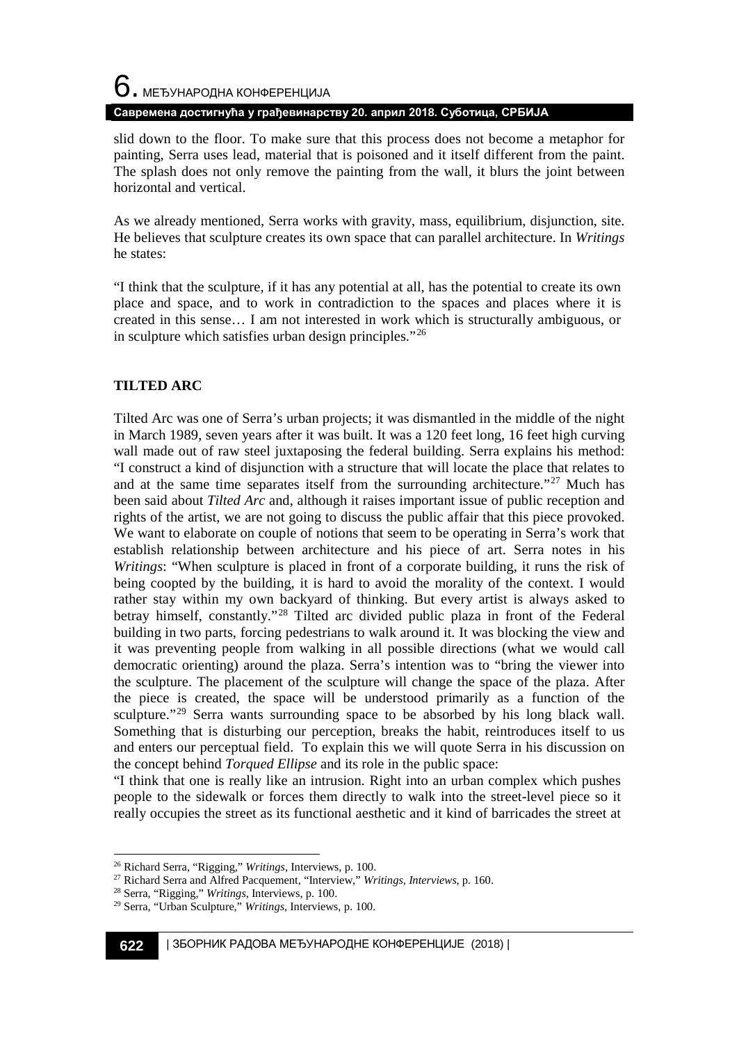slid down to the floor. To make sure that this process does not become a metaphor for painting, Serra uses lead, material that is poisoned and it itself different from the paint. The splash does not only remove the painting from the wall, it blurs the joint between horizontal and vertical.

As we already mentioned, Serra works with gravity, mass, equilibrium, disjunction, site. He believes that sculpture creates its own space that can parallel architecture. In *Writings* he states:

"I think that the sculpture, if it has any potential at all, has the potential to create its own place and space, and to work in contradiction to the spaces and places where it is created in this sense… I am not interested in work which is structurally ambiguous, or in sculpture which satisfies urban design principles."[26]

## TILTED ARC

Tilted Arc was one of Serra's urban projects; it was dismantled in the middle of the night in March 1989, seven years after it was built. It was a 120 feet long, 16 feet high curving wall made out of raw steel juxtaposing the federal building. Serra explains his method: "I construct a kind of disjunction with a structure that will locate the place that relates to and at the same time separates itself from the surrounding architecture."[27] Much has been said about *Tilted Arc* and, although it raises important issue of public reception and rights of the artist, we are not going to discuss the public affair that this piece provoked. We want to elaborate on couple of notions that seem to be operating in Serra's work that establish relationship between architecture and his piece of art. Serra notes in his *Writings*: "When sculpture is placed in front of a corporate building, it runs the risk of being coopted by the building, it is hard to avoid the morality of the context. I would rather stay within my own backyard of thinking. But every artist is always asked to betray himself, constantly."[28] Tilted arc divided public plaza in front of the Federal building in two parts, forcing pedestrians to walk around it. It was blocking the view and it was preventing people from walking in all possible directions (what we would call democratic orienting) around the plaza. Serra's intention was to "bring the viewer into the sculpture. The placement of the sculpture will change the space of the plaza. After the piece is created, the space will be understood primarily as a function of the sculpture."[29] Serra wants surrounding space to be absorbed by his long black wall. Something that is disturbing our perception, breaks the habit, reintroduces itself to us and enters our perceptual field. To explain this we will quote Serra in his discussion on the concept behind *Torqued Ellipse* and its role in the public space:

"I think that one is really like an intrusion. Right into an urban complex which pushes people to the sidewalk or forces them directly to walk into the street-level piece so it really occupies the street as its functional aesthetic and it kind of barricades the street at

---

[26] Richard Serra, "Rigging," *Writings*, Interviews, p. 100.

[27] Richard Serra and Alfred Pacquement, "Interview," *Writings, Interviews*, p. 160.

[28] Serra, "Rigging," *Writings*, Interviews, p. 100.

[29] Serra, "Urban Sculpture," *Writings*, Interviews, p. 100.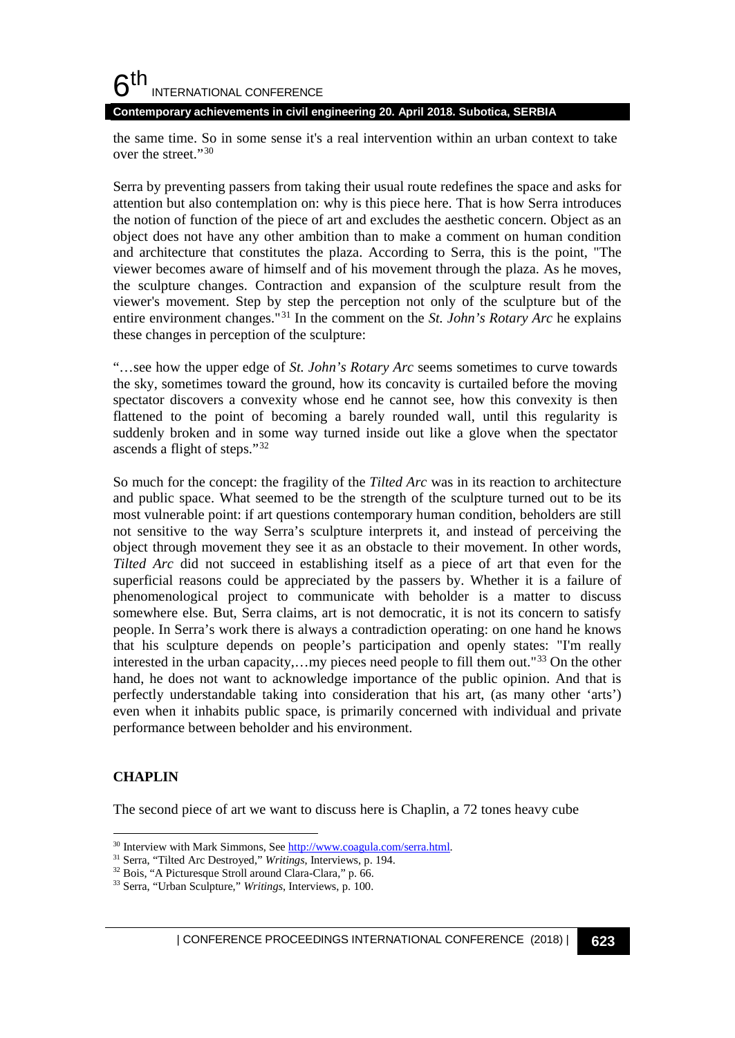the same time. So in some sense it's a real intervention within an urban context to take over the street."[30]

Serra by preventing passers from taking their usual route redefines the space and asks for attention but also contemplation on: why is this piece here. That is how Serra introduces the notion of function of the piece of art and excludes the aesthetic concern. Object as an object does not have any other ambition than to make a comment on human condition and architecture that constitutes the plaza. According to Serra, this is the point, "The viewer becomes aware of himself and of his movement through the plaza. As he moves, the sculpture changes. Contraction and expansion of the sculpture result from the viewer's movement. Step by step the perception not only of the sculpture but of the entire environment changes."[31] In the comment on the *St. John's Rotary Arc* he explains these changes in perception of the sculpture:

"…see how the upper edge of *St. John's Rotary Arc* seems sometimes to curve towards the sky, sometimes toward the ground, how its concavity is curtailed before the moving spectator discovers a convexity whose end he cannot see, how this convexity is then flattened to the point of becoming a barely rounded wall, until this regularity is suddenly broken and in some way turned inside out like a glove when the spectator ascends a flight of steps."[32]

So much for the concept: the fragility of the *Tilted Arc* was in its reaction to architecture and public space. What seemed to be the strength of the sculpture turned out to be its most vulnerable point: if art questions contemporary human condition, beholders are still not sensitive to the way Serra's sculpture interprets it, and instead of perceiving the object through movement they see it as an obstacle to their movement. In other words, *Tilted Arc* did not succeed in establishing itself as a piece of art that even for the superficial reasons could be appreciated by the passers by. Whether it is a failure of phenomenological project to communicate with beholder is a matter to discuss somewhere else. But, Serra claims, art is not democratic, it is not its concern to satisfy people. In Serra's work there is always a contradiction operating: on one hand he knows that his sculpture depends on people's participation and openly states: "I'm really interested in the urban capacity,…my pieces need people to fill them out."[33] On the other hand, he does not want to acknowledge importance of the public opinion. And that is perfectly understandable taking into consideration that his art, (as many other 'arts') even when it inhabits public space, is primarily concerned with individual and private performance between beholder and his environment.

## CHAPLIN

The second piece of art we want to discuss here is Chaplin, a 72 tones heavy cube

---

[30] Interview with Mark Simmons, See http://www.coagula.com/serra.html.

[31] Serra, "Tilted Arc Destroyed," *Writings*, Interviews, p. 194.

[32] Bois, "A Picturesque Stroll around Clara-Clara," p. 66.

[33] Serra, "Urban Sculpture," *Writings*, Interviews, p. 100.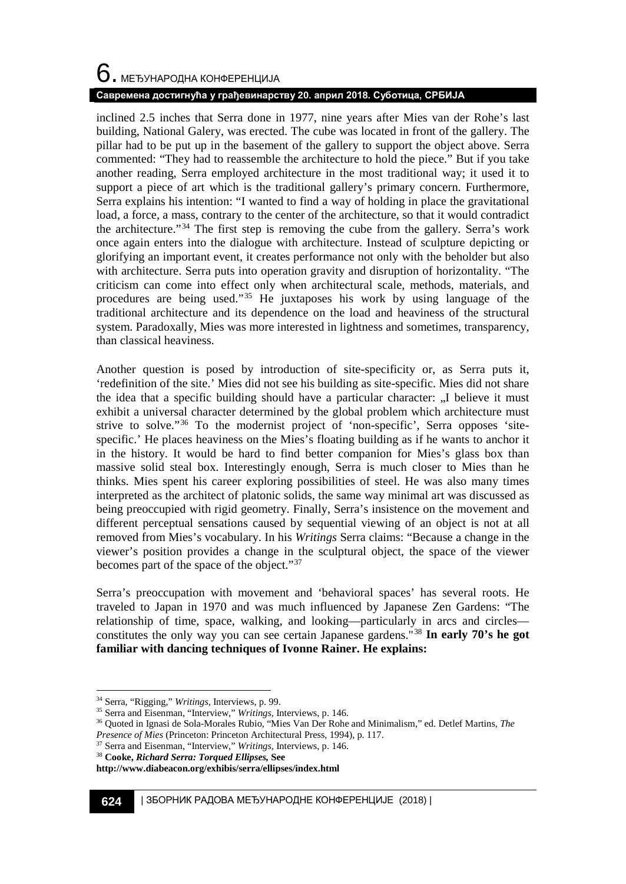inclined 2.5 inches that Serra done in 1977, nine years after Mies van der Rohe's last building, National Galery, was erected. The cube was located in front of the gallery. The pillar had to be put up in the basement of the gallery to support the object above. Serra commented: "They had to reassemble the architecture to hold the piece." But if you take another reading, Serra employed architecture in the most traditional way; it used it to support a piece of art which is the traditional gallery's primary concern. Furthermore, Serra explains his intention: "I wanted to find a way of holding in place the gravitational load, a force, a mass, contrary to the center of the architecture, so that it would contradict the architecture."[34] The first step is removing the cube from the gallery. Serra's work once again enters into the dialogue with architecture. Instead of sculpture depicting or glorifying an important event, it creates performance not only with the beholder but also with architecture. Serra puts into operation gravity and disruption of horizontality. "The criticism can come into effect only when architectural scale, methods, materials, and procedures are being used."[35] He juxtaposes his work by using language of the traditional architecture and its dependence on the load and heaviness of the structural system. Paradoxally, Mies was more interested in lightness and sometimes, transparency, than classical heaviness.

Another question is posed by introduction of site-specificity or, as Serra puts it, 'redefinition of the site.' Mies did not see his building as site-specific. Mies did not share the idea that a specific building should have a particular character: „I believe it must exhibit a universal character determined by the global problem which architecture must strive to solve."[36] To the modernist project of 'non-specific', Serra opposes 'site-specific.' He places heaviness on the Mies's floating building as if he wants to anchor it in the history. It would be hard to find better companion for Mies's glass box than massive solid steal box. Interestingly enough, Serra is much closer to Mies than he thinks. Mies spent his career exploring possibilities of steel. He was also many times interpreted as the architect of platonic solids, the same way minimal art was discussed as being preoccupied with rigid geometry. Finally, Serra's insistence on the movement and different perceptual sensations caused by sequential viewing of an object is not at all removed from Mies's vocabulary. In his *Writings* Serra claims: "Because a change in the viewer's position provides a change in the sculptural object, the space of the viewer becomes part of the space of the object."[37]

Serra's preoccupation with movement and 'behavioral spaces' has several roots. He traveled to Japan in 1970 and was much influenced by Japanese Zen Gardens: "The relationship of time, space, walking, and looking—particularly in arcs and circles—constitutes the only way you can see certain Japanese gardens."[38] **In early 70's he got familiar with dancing techniques of Ivonne Rainer. He explains:**

---

[34] Serra, "Rigging," *Writings*, Interviews, p. 99.

[35] Serra and Eisenman, "Interview," *Writings*, Interviews, p. 146.

[36] Quoted in Ignasi de Sola-Morales Rubio, "Mies Van Der Rohe and Minimalism," ed. Detlef Martins, *The Presence of Mies* (Princeton: Princeton Architectural Press, 1994), p. 117.

[37] Serra and Eisenman, "Interview," *Writings*, Interviews, p. 146.

[38] **Cooke, *Richard Serra: Torqued Ellipses,* See http://www.diabeacon.org/exhibis/serra/ellipses/index.html**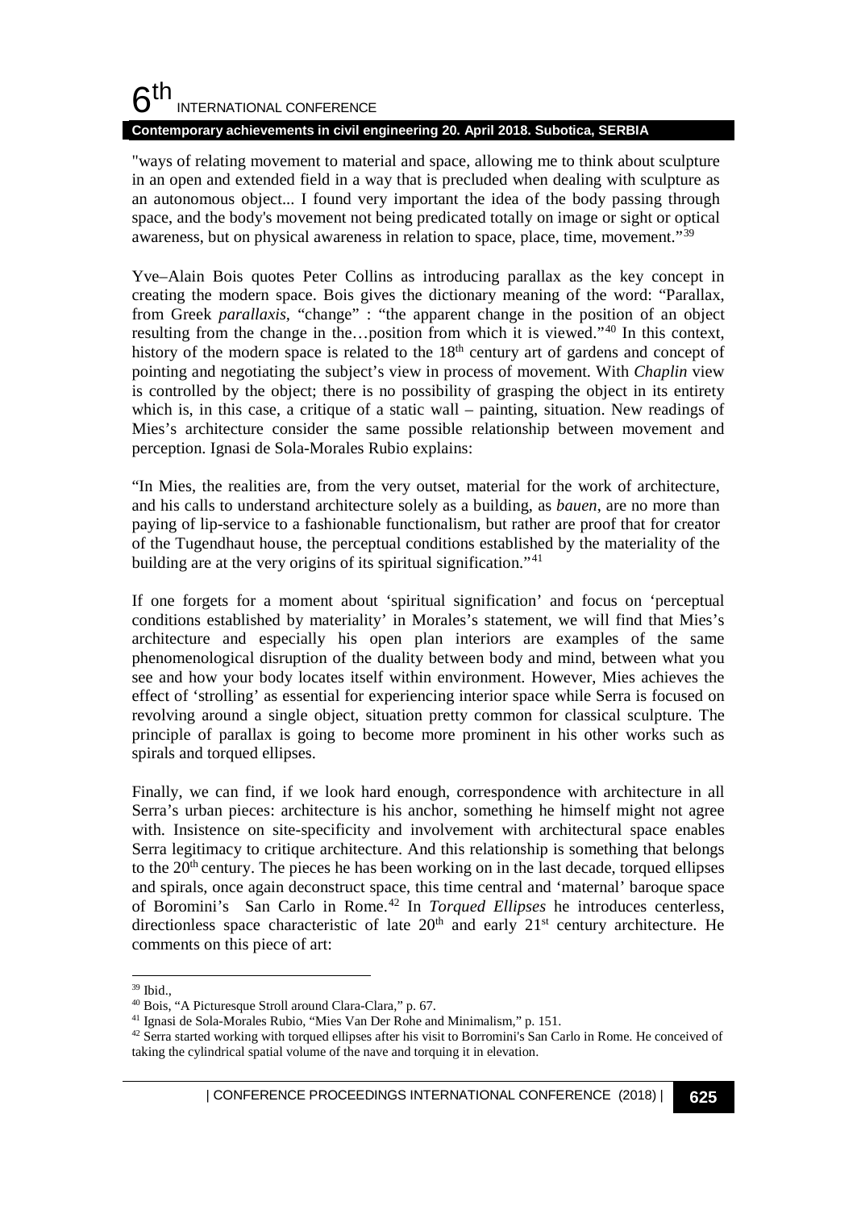"ways of relating movement to material and space, allowing me to think about sculpture in an open and extended field in a way that is precluded when dealing with sculpture as an autonomous object... I found very important the idea of the body passing through space, and the body's movement not being predicated totally on image or sight or optical awareness, but on physical awareness in relation to space, place, time, movement."[39]

Yve–Alain Bois quotes Peter Collins as introducing parallax as the key concept in creating the modern space. Bois gives the dictionary meaning of the word: "Parallax, from Greek *parallaxis,* "change" : "the apparent change in the position of an object resulting from the change in the…position from which it is viewed."[40] In this context, history of the modern space is related to the 18th century art of gardens and concept of pointing and negotiating the subject's view in process of movement. With *Chaplin* view is controlled by the object; there is no possibility of grasping the object in its entirety which is, in this case, a critique of a static wall – painting, situation. New readings of Mies's architecture consider the same possible relationship between movement and perception. Ignasi de Sola-Morales Rubio explains:

"In Mies, the realities are, from the very outset, material for the work of architecture, and his calls to understand architecture solely as a building, as *bauen*, are no more than paying of lip-service to a fashionable functionalism, but rather are proof that for creator of the Tugendhaut house, the perceptual conditions established by the materiality of the building are at the very origins of its spiritual signification."[41]

If one forgets for a moment about 'spiritual signification' and focus on 'perceptual conditions established by materiality' in Morales's statement, we will find that Mies's architecture and especially his open plan interiors are examples of the same phenomenological disruption of the duality between body and mind, between what you see and how your body locates itself within environment. However, Mies achieves the effect of 'strolling' as essential for experiencing interior space while Serra is focused on revolving around a single object, situation pretty common for classical sculpture. The principle of parallax is going to become more prominent in his other works such as spirals and torqued ellipses.

Finally, we can find, if we look hard enough, correspondence with architecture in all Serra's urban pieces: architecture is his anchor, something he himself might not agree with. Insistence on site-specificity and involvement with architectural space enables Serra legitimacy to critique architecture. And this relationship is something that belongs to the 20th century. The pieces he has been working on in the last decade, torqued ellipses and spirals, once again deconstruct space, this time central and 'maternal' baroque space of Boromini's San Carlo in Rome.[42] In *Torqued Ellipses* he introduces centerless, directionless space characteristic of late 20th and early 21st century architecture. He comments on this piece of art:

---

[39] Ibid.,

[40] Bois, "A Picturesque Stroll around Clara-Clara," p. 67.

[41] Ignasi de Sola-Morales Rubio, "Mies Van Der Rohe and Minimalism," p. 151.

[42] Serra started working with torqued ellipses after his visit to Borromini's San Carlo in Rome. He conceived of taking the cylindrical spatial volume of the nave and torquing it in elevation.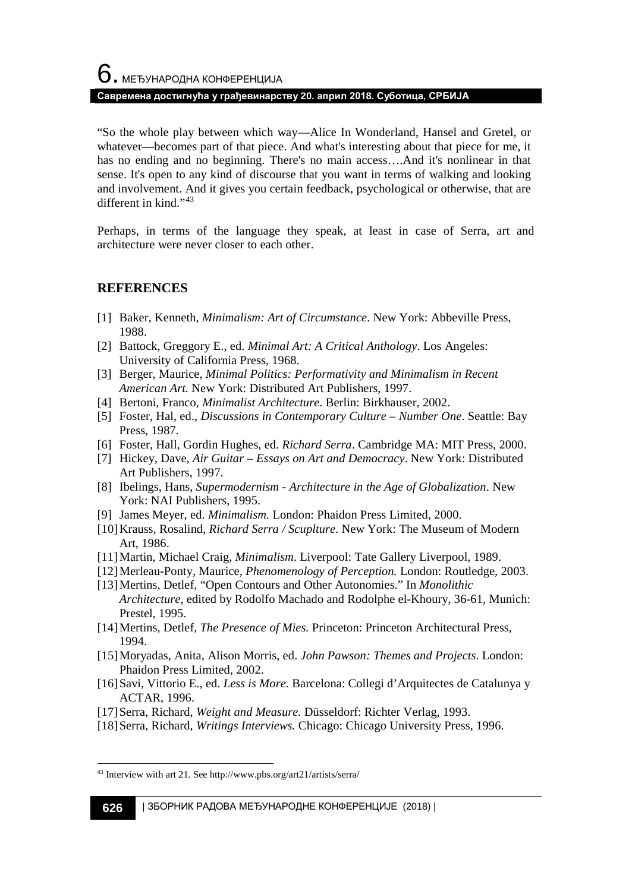"So the whole play between which way—Alice In Wonderland, Hansel and Gretel, or whatever—becomes part of that piece. And what's interesting about that piece for me, it has no ending and no beginning. There's no main access….And it's nonlinear in that sense. It's open to any kind of discourse that you want in terms of walking and looking and involvement. And it gives you certain feedback, psychological or otherwise, that are different in kind."[43]

Perhaps, in terms of the language they speak, at least in case of Serra, art and architecture were never closer to each other.

## REFERENCES

[1] Baker, Kenneth, *Minimalism: Art of Circumstance*. New York: Abbeville Press, 1988.

[2] Battock, Greggory E., ed. *Minimal Art: A Critical Anthology*. Los Angeles: University of California Press, 1968.

[3] Berger, Maurice, *Minimal Politics: Performativity and Minimalism in Recent American Art.* New York: Distributed Art Publishers, 1997.

[4] Bertoni, Franco, *Minimalist Architecture*. Berlin: Birkhauser, 2002.

[5] Foster, Hal, ed., *Discussions in Contemporary Culture – Number One*. Seattle: Bay Press, 1987.

[6] Foster, Hall, Gordin Hughes, ed. *Richard Serra*. Cambridge MA: MIT Press, 2000.

[7] Hickey, Dave, *Air Guitar – Essays on Art and Democracy*. New York: Distributed Art Publishers, 1997.

[8] Ibelings, Hans, *Supermodernism - Architecture in the Age of Globalization*. New York: NAI Publishers, 1995.

[9] James Meyer, ed. *Minimalism.* London: Phaidon Press Limited, 2000.

[10] Krauss, Rosalind, *Richard Serra / Scuplture.* New York: The Museum of Modern Art, 1986.

[11] Martin, Michael Craig, *Minimalism*. Liverpool: Tate Gallery Liverpool, 1989.

[12] Merleau-Ponty, Maurice, *Phenomenology of Perception.* London: Routledge, 2003.

[13] Mertins, Detlef, "Open Contours and Other Autonomies." In *Monolithic Architecture*, edited by Rodolfo Machado and Rodolphe el-Khoury, 36-61, Munich: Prestel, 1995.

[14] Mertins, Detlef, *The Presence of Mies.* Princeton: Princeton Architectural Press, 1994.

[15] Moryadas, Anita, Alison Morris, ed. *John Pawson: Themes and Projects*. London: Phaidon Press Limited, 2002.

[16] Savi, Vittorio E., ed. *Less is More.* Barcelona: Collegi d'Arquitectes de Catalunya y ACTAR, 1996.

[17] Serra, Richard, *Weight and Measure.* Düsseldorf: Richter Verlag, 1993.

[18] Serra, Richard, *Writings Interviews.* Chicago: Chicago University Press, 1996.

---

[43] Interview with art 21. See http://www.pbs.org/art21/artists/serra/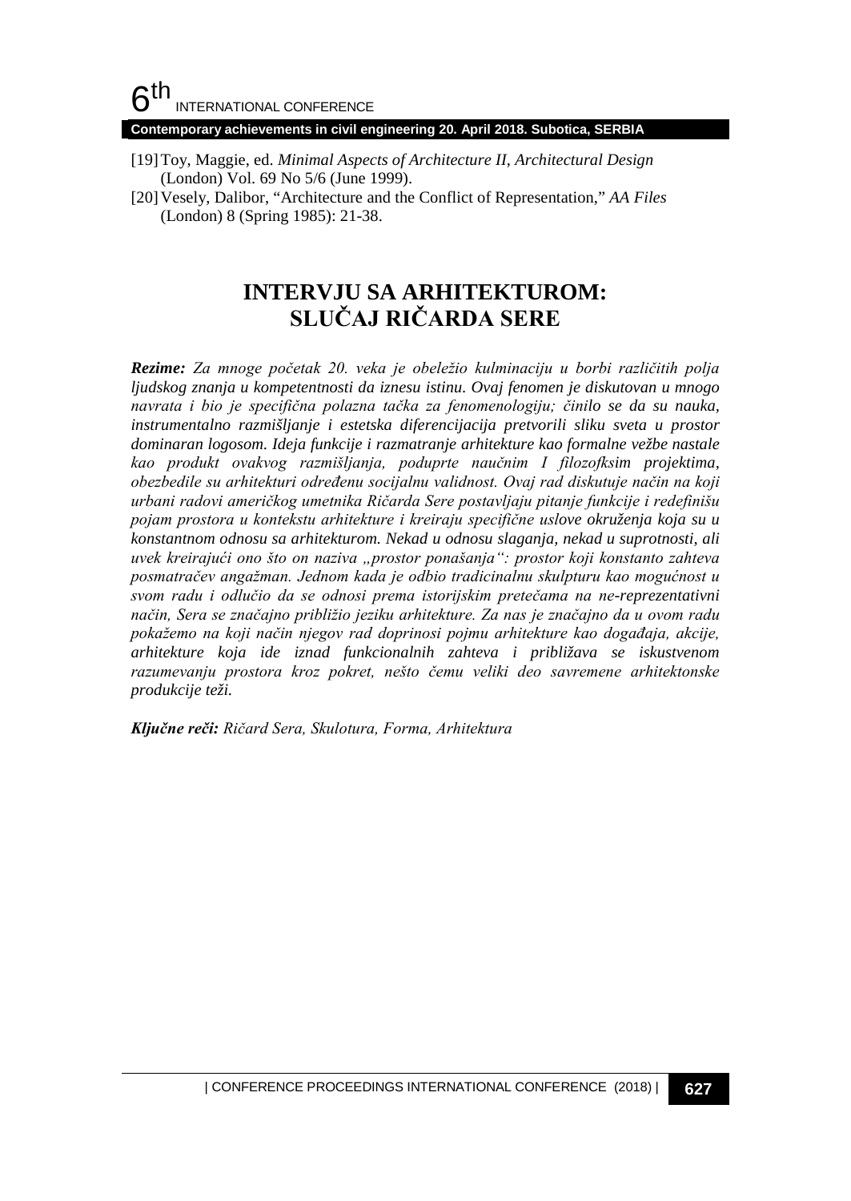[19] Toy, Maggie, ed. *Minimal Aspects of Architecture II*, *Architectural Design* (London) Vol. 69 No 5/6 (June 1999).

[20] Vesely, Dalibor, "Architecture and the Conflict of Representation," *AA Files* (London) 8 (Spring 1985): 21-38.

# INTERVJU SA ARHITEKTUROM: SLUČAJ RIČARDA SERE

***Rezime:*** *Za mnoge početak 20. veka je obeležio kulminaciju u borbi različitih polja ljudskog znanja u kompetentnosti da iznesu istinu. Ovaj fenomen je diskutovan u mnogo navrata i bio je specifična polazna tačka za fenomenologiju; činilo se da su nauka, instrumentalno razmišljanje i estetska diferencijacija pretvorili sliku sveta u prostor dominaran logosom. Ideja funkcije i razmatranje arhitekture kao formalne vežbe nastale kao produkt ovakvog razmišljanja, poduprte naučnim I filozofksim projektima, obezbedile su arhitekturi određenu socijalnu validnost. Ovaj rad diskutuje način na koji urbani radovi američkog umetnika Ričarda Sere postavljaju pitanje funkcije i redefinišu pojam prostora u kontekstu arhitekture i kreiraju specifične uslove okruženja koja su u konstantnom odnosu sa arhitekturom. Nekad u odnosu slaganja, nekad u suprotnosti, ali uvek kreirajući ono što on naziva „prostor ponašanja": prostor koji konstanto zahteva posmatračev angažman. Jednom kada je odbio tradicinalnu skulpturu kao mogućnost u svom radu i odlučio da se odnosi prema istorijskim pretečama na ne-reprezentativni način, Sera se značajno približio jeziku arhitekture. Za nas je značajno da u ovom radu pokažemo na koji način njegov rad doprinosi pojmu arhitekture kao događaja, akcije, arhitekture koja ide iznad funkcionalnih zahteva i približava se iskustvenom razumevanju prostora kroz pokret, nešto čemu veliki deo savremene arhitektonske produkcije teži.*

***Ključne reči:*** *Ričard Sera, Skulotura, Forma, Arhitektura*